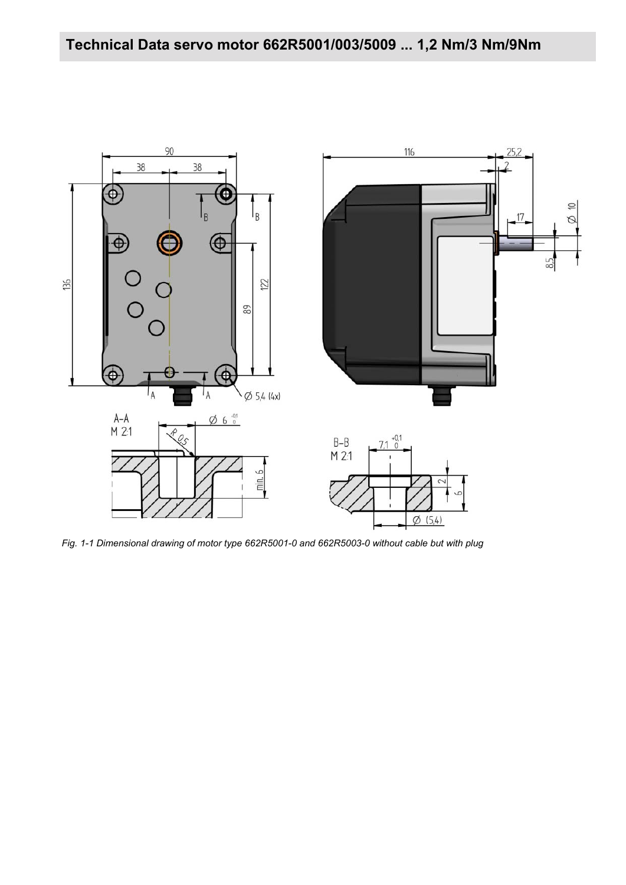# Technical Data servo motor 662R5001/003/5009 ... 1,2 Nm/3 Nm/9Nm

*Fig. 1-1 Dimensional drawing of motor type 662R5001-0 and 662R5003-0 without cable but with plug*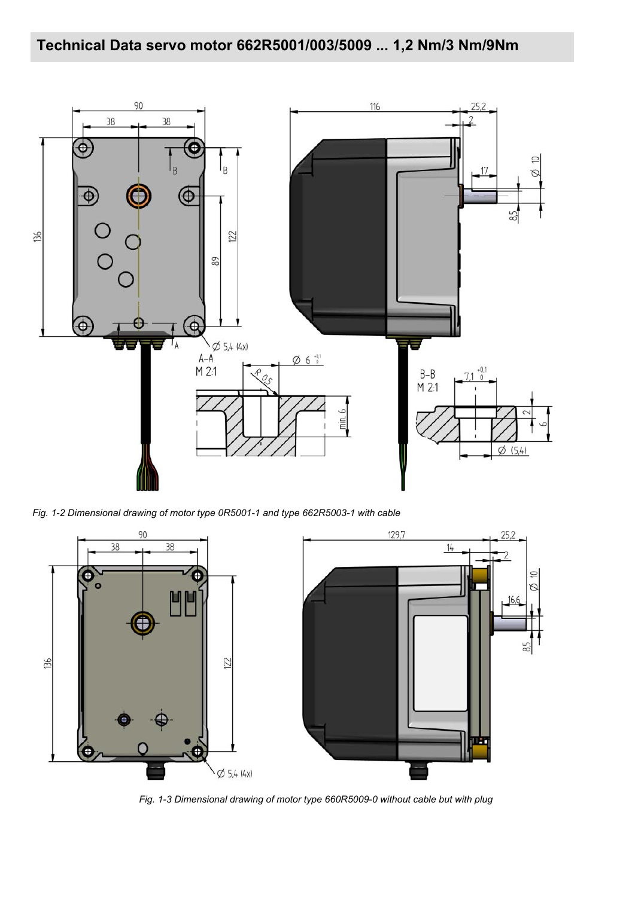## Technical Data servo motor 662R5001/003/5009 ... 1,2 Nm/3 Nm/9Nm

*Fig. 1-2 Dimensional drawing of motor type 0R5001-1 and type 662R5003-1 with cable*

*Fig. 1-3 Dimensional drawing of motor type 660R5009-0 without cable but with plug*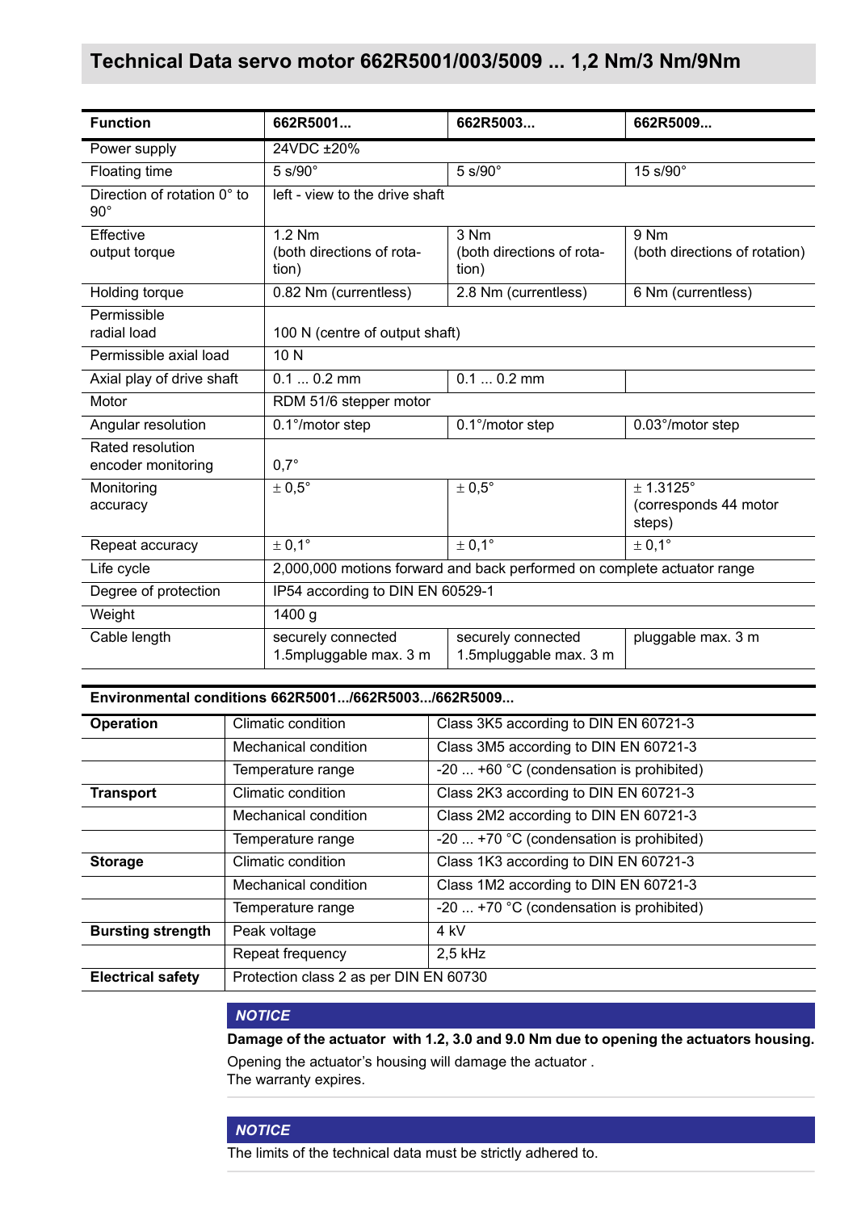## Technical Data servo motor 662R5001/003/5009 ... 1,2 Nm/3 Nm/9Nm

| Function | 662R5001... | 662R5003... | 662R5009... |
|---|---|---|---|
| Power supply | 24VDC ±20% | | |
| Floating time | 5 s/90° | 5 s/90° | 15 s/90° |
| Direction of rotation 0° to 90° | left - view to the drive shaft | | |
| Effective output torque | 1.2 Nm (both directions of rotation) | 3 Nm (both directions of rotation) | 9 Nm (both directions of rotation) |
| Holding torque | 0.82 Nm (currentless) | 2.8 Nm (currentless) | 6 Nm (currentless) |
| Permissible radial load | 100 N (centre of output shaft) | | |
| Permissible axial load | 10 N | | |
| Axial play of drive shaft | 0.1 ... 0.2 mm | 0.1 ... 0.2 mm | |
| Motor | RDM 51/6 stepper motor | | |
| Angular resolution | 0.1°/motor step | 0.1°/motor step | 0.03°/motor step |
| Rated resolution encoder monitoring | 0,7° | | |
| Monitoring accuracy | ± 0,5° | ± 0,5° | ± 1.3125° (corresponds 44 motor steps) |
| Repeat accuracy | ± 0,1° | ± 0,1° | ± 0,1° |
| Life cycle | 2,000,000 motions forward and back performed on complete actuator range | | |
| Degree of protection | IP54 according to DIN EN 60529-1 | | |
| Weight | 1400 g | | |
| Cable length | securely connected 1.5mpluggable max. 3 m | securely connected 1.5mpluggable max. 3 m | pluggable max. 3 m |

| Environmental conditions 662R5001.../662R5003.../662R5009... | | |
|---|---|---|
| **Operation** | Climatic condition | Class 3K5 according to DIN EN 60721-3 |
| | Mechanical condition | Class 3M5 according to DIN EN 60721-3 |
| | Temperature range | -20 ... +60 °C (condensation is prohibited) |
| **Transport** | Climatic condition | Class 2K3 according to DIN EN 60721-3 |
| | Mechanical condition | Class 2M2 according to DIN EN 60721-3 |
| | Temperature range | -20 ... +70 °C (condensation is prohibited) |
| **Storage** | Climatic condition | Class 1K3 according to DIN EN 60721-3 |
| | Mechanical condition | Class 1M2 according to DIN EN 60721-3 |
| | Temperature range | -20 ... +70 °C (condensation is prohibited) |
| **Bursting strength** | Peak voltage | 4 kV |
| | Repeat frequency | 2,5 kHz |
| **Electrical safety** | Protection class 2 as per DIN EN 60730 | |

***NOTICE***

**Damage of the actuator with 1.2, 3.0 and 9.0 Nm due to opening the actuators housing.**

Opening the actuator's housing will damage the actuator .
The warranty expires.

***NOTICE***

The limits of the technical data must be strictly adhered to.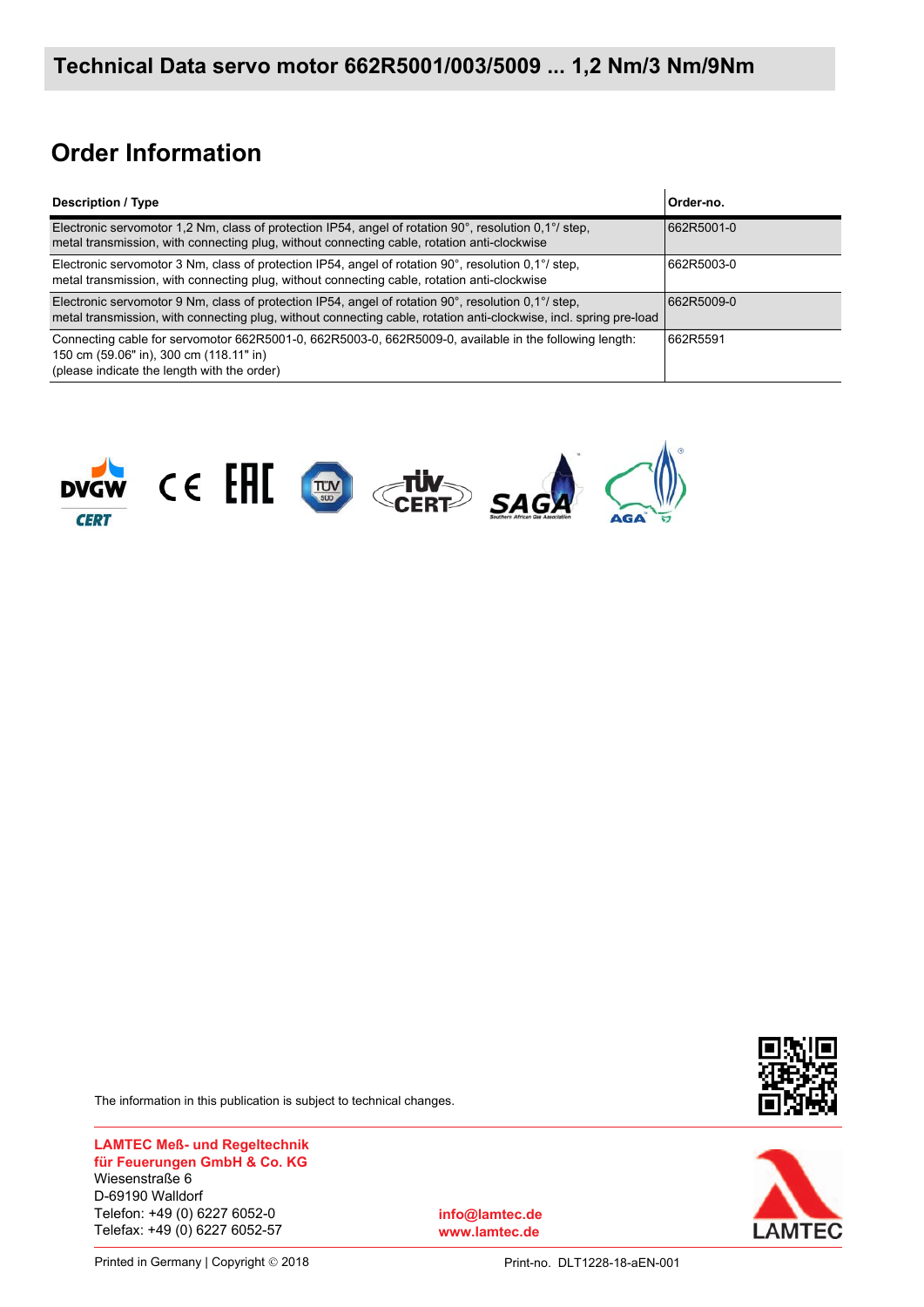# Technical Data servo motor 662R5001/003/5009 ... 1,2 Nm/3 Nm/9Nm

## Order Information

| Description / Type | Order-no. |
|---|---|
| Electronic servomotor 1,2 Nm, class of protection IP54, angel of rotation 90°, resolution 0,1°/ step, metal transmission, with connecting plug, without connecting cable, rotation anti-clockwise | 662R5001-0 |
| Electronic servomotor 3 Nm, class of protection IP54, angel of rotation 90°, resolution 0,1°/ step, metal transmission, with connecting plug, without connecting cable, rotation anti-clockwise | 662R5003-0 |
| Electronic servomotor 9 Nm, class of protection IP54, angel of rotation 90°, resolution 0,1°/ step, metal transmission, with connecting plug, without connecting cable, rotation anti-clockwise, incl. spring pre-load | 662R5009-0 |
| Connecting cable for servomotor 662R5001-0, 662R5003-0, 662R5009-0, available in the following length: 150 cm (59.06" in), 300 cm (118.11" in) (please indicate the length with the order) | 662R5591 |

The information in this publication is subject to technical changes.

**LAMTEC Meß- und Regeltechnik für Feuerungen GmbH & Co. KG**
Wiesenstraße 6
D-69190 Walldorf
Telefon: +49 (0) 6227 6052-0
Telefax: +49 (0) 6227 6052-57

**info@lamtec.de**
**www.lamtec.de**

Printed in Germany | Copyright © 2018

Print-no. DLT1228-18-aEN-001